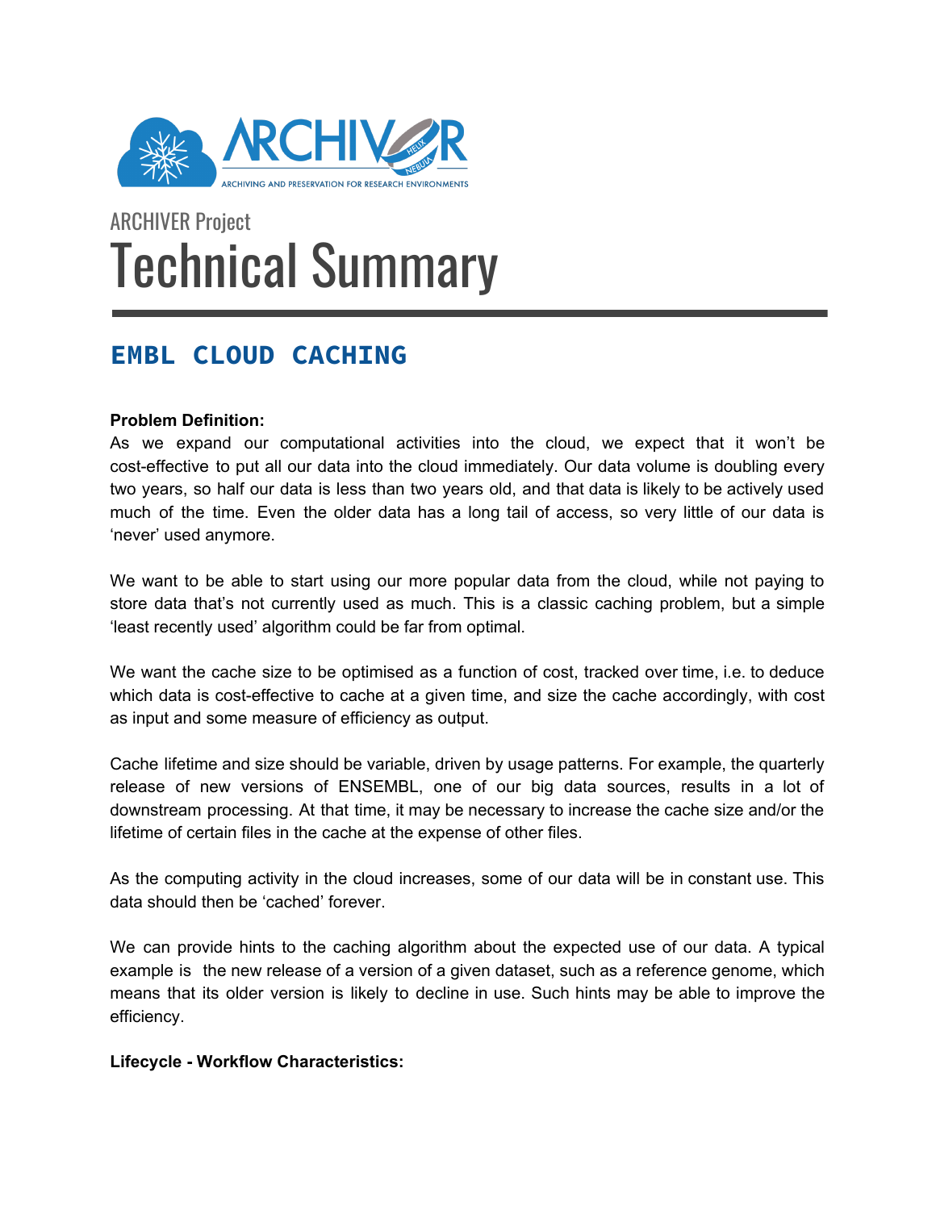ARCHIVER Project

# Technical Summary

## EMBL CLOUD CACHING

**Problem Definition:**

As we expand our computational activities into the cloud, we expect that it won't be cost-effective to put all our data into the cloud immediately. Our data volume is doubling every two years, so half our data is less than two years old, and that data is likely to be actively used much of the time. Even the older data has a long tail of access, so very little of our data is 'never' used anymore.

We want to be able to start using our more popular data from the cloud, while not paying to store data that's not currently used as much. This is a classic caching problem, but a simple 'least recently used' algorithm could be far from optimal.

We want the cache size to be optimised as a function of cost, tracked over time, i.e. to deduce which data is cost-effective to cache at a given time, and size the cache accordingly, with cost as input and some measure of efficiency as output.

Cache lifetime and size should be variable, driven by usage patterns. For example, the quarterly release of new versions of ENSEMBL, one of our big data sources, results in a lot of downstream processing. At that time, it may be necessary to increase the cache size and/or the lifetime of certain files in the cache at the expense of other files.

As the computing activity in the cloud increases, some of our data will be in constant use. This data should then be 'cached' forever.

We can provide hints to the caching algorithm about the expected use of our data. A typical example is the new release of a version of a given dataset, such as a reference genome, which means that its older version is likely to decline in use. Such hints may be able to improve the efficiency.

**Lifecycle - Workflow Characteristics:**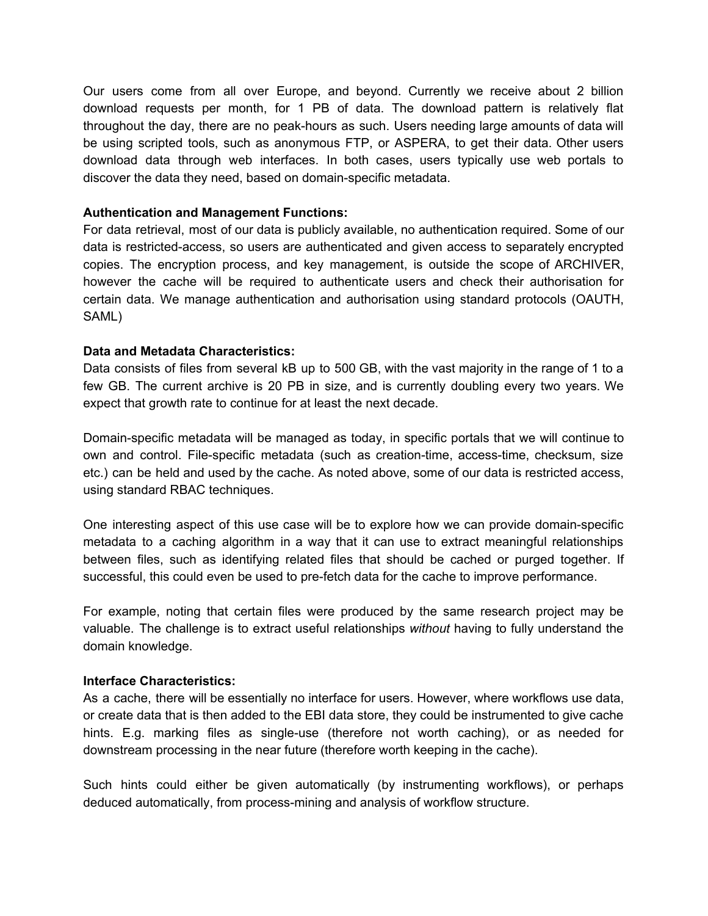Our users come from all over Europe, and beyond. Currently we receive about 2 billion download requests per month, for 1 PB of data. The download pattern is relatively flat throughout the day, there are no peak-hours as such. Users needing large amounts of data will be using scripted tools, such as anonymous FTP, or ASPERA, to get their data. Other users download data through web interfaces. In both cases, users typically use web portals to discover the data they need, based on domain-specific metadata.

**Authentication and Management Functions:**
For data retrieval, most of our data is publicly available, no authentication required. Some of our data is restricted-access, so users are authenticated and given access to separately encrypted copies. The encryption process, and key management, is outside the scope of ARCHIVER, however the cache will be required to authenticate users and check their authorisation for certain data. We manage authentication and authorisation using standard protocols (OAUTH, SAML)

**Data and Metadata Characteristics:**
Data consists of files from several kB up to 500 GB, with the vast majority in the range of 1 to a few GB. The current archive is 20 PB in size, and is currently doubling every two years. We expect that growth rate to continue for at least the next decade.

Domain-specific metadata will be managed as today, in specific portals that we will continue to own and control. File-specific metadata (such as creation-time, access-time, checksum, size etc.) can be held and used by the cache. As noted above, some of our data is restricted access, using standard RBAC techniques.

One interesting aspect of this use case will be to explore how we can provide domain-specific metadata to a caching algorithm in a way that it can use to extract meaningful relationships between files, such as identifying related files that should be cached or purged together. If successful, this could even be used to pre-fetch data for the cache to improve performance.

For example, noting that certain files were produced by the same research project may be valuable. The challenge is to extract useful relationships *without* having to fully understand the domain knowledge.

**Interface Characteristics:**
As a cache, there will be essentially no interface for users. However, where workflows use data, or create data that is then added to the EBI data store, they could be instrumented to give cache hints. E.g. marking files as single-use (therefore not worth caching), or as needed for downstream processing in the near future (therefore worth keeping in the cache).

Such hints could either be given automatically (by instrumenting workflows), or perhaps deduced automatically, from process-mining and analysis of workflow structure.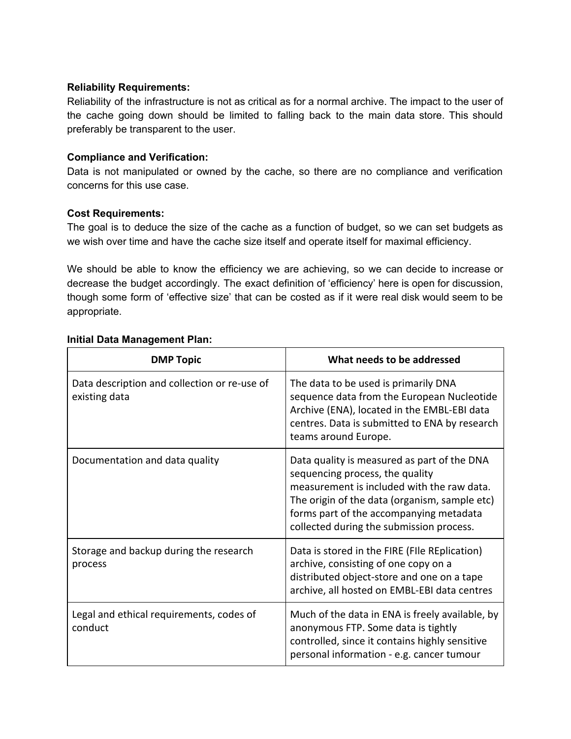**Reliability Requirements:**
Reliability of the infrastructure is not as critical as for a normal archive. The impact to the user of the cache going down should be limited to falling back to the main data store. This should preferably be transparent to the user.

**Compliance and Verification:**
Data is not manipulated or owned by the cache, so there are no compliance and verification concerns for this use case.

**Cost Requirements:**
The goal is to deduce the size of the cache as a function of budget, so we can set budgets as we wish over time and have the cache size itself and operate itself for maximal efficiency.

We should be able to know the efficiency we are achieving, so we can decide to increase or decrease the budget accordingly. The exact definition of 'efficiency' here is open for discussion, though some form of 'effective size' that can be costed as if it were real disk would seem to be appropriate.

**Initial Data Management Plan:**

| DMP Topic | What needs to be addressed |
|---|---|
| Data description and collection or re-use of existing data | The data to be used is primarily DNA sequence data from the European Nucleotide Archive (ENA), located in the EMBL-EBI data centres. Data is submitted to ENA by research teams around Europe. |
| Documentation and data quality | Data quality is measured as part of the DNA sequencing process, the quality measurement is included with the raw data. The origin of the data (organism, sample etc) forms part of the accompanying metadata collected during the submission process. |
| Storage and backup during the research process | Data is stored in the FIRE (FIle REplication) archive, consisting of one copy on a distributed object-store and one on a tape archive, all hosted on EMBL-EBI data centres |
| Legal and ethical requirements, codes of conduct | Much of the data in ENA is freely available, by anonymous FTP. Some data is tightly controlled, since it contains highly sensitive personal information - e.g. cancer tumour |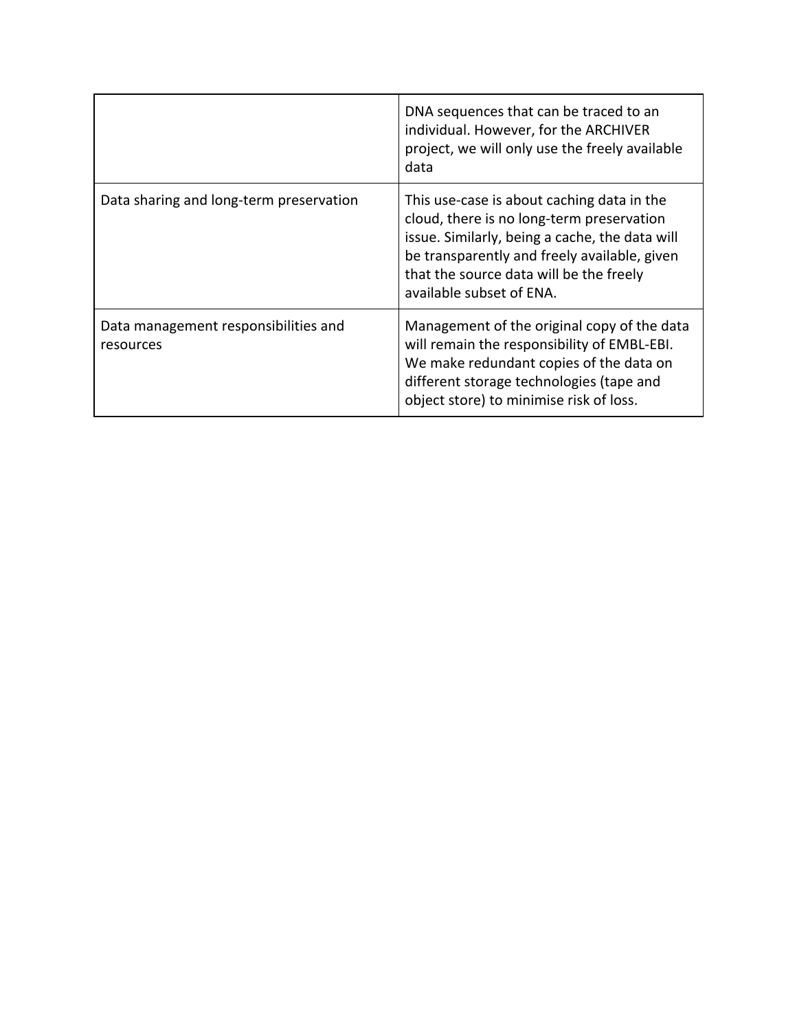| | |
|---|---|
| | DNA sequences that can be traced to an individual. However, for the ARCHIVER project, we will only use the freely available data |
| Data sharing and long-term preservation | This use-case is about caching data in the cloud, there is no long-term preservation issue. Similarly, being a cache, the data will be transparently and freely available, given that the source data will be the freely available subset of ENA. |
| Data management responsibilities and resources | Management of the original copy of the data will remain the responsibility of EMBL-EBI. We make redundant copies of the data on different storage technologies (tape and object store) to minimise risk of loss. |